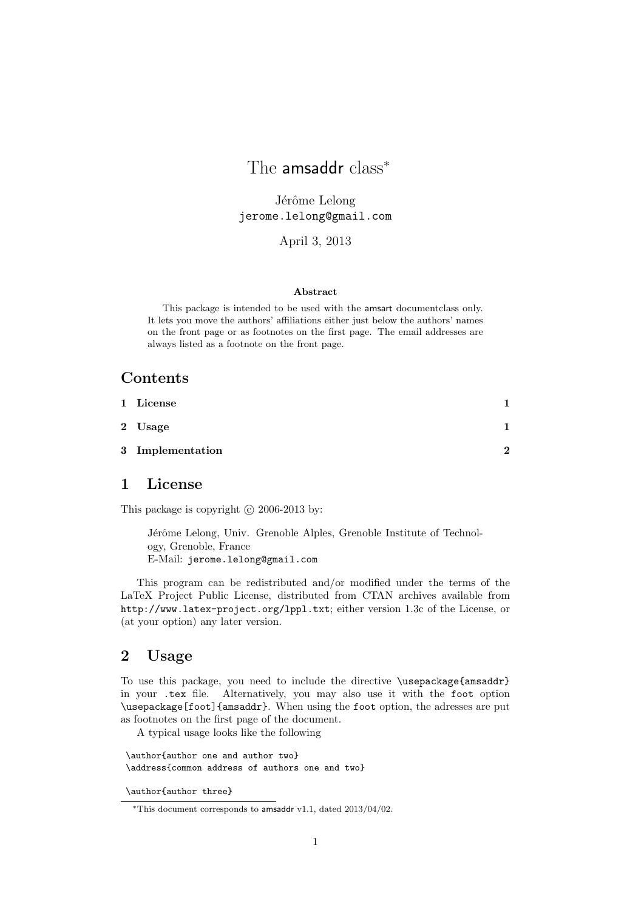# The amsaddr class*

Jérôme Lelong
jerome.lelong@gmail.com

April 3, 2013

**Abstract**

This package is intended to be used with the amsart documentclass only. It lets you move the authors' affiliations either just below the authors' names on the front page or as footnotes on the first page. The email addresses are always listed as a footnote on the front page.

## Contents

| | |
|---|---|
| 1 License | 1 |
| 2 Usage | 1 |
| 3 Implementation | 2 |

## 1 License

This package is copyright © 2006-2013 by:

> Jérôme Lelong, Univ. Grenoble Alples, Grenoble Institute of Technology, Grenoble, France
> E-Mail: jerome.lelong@gmail.com

This program can be redistributed and/or modified under the terms of the LaTeX Project Public License, distributed from CTAN archives available from http://www.latex-project.org/lppl.txt; either version 1.3c of the License, or (at your option) any later version.

## 2 Usage

To use this package, you need to include the directive `\usepackage{amsaddr}` in your `.tex` file. Alternatively, you may also use it with the `foot` option `\usepackage[foot]{amsaddr}`. When using the `foot` option, the adresses are put as footnotes on the first page of the document.

A typical usage looks like the following

```
\author{author one and author two}
\address{common address of authors one and two}

\author{author three}
```

*This document corresponds to amsaddr v1.1, dated 2013/04/02.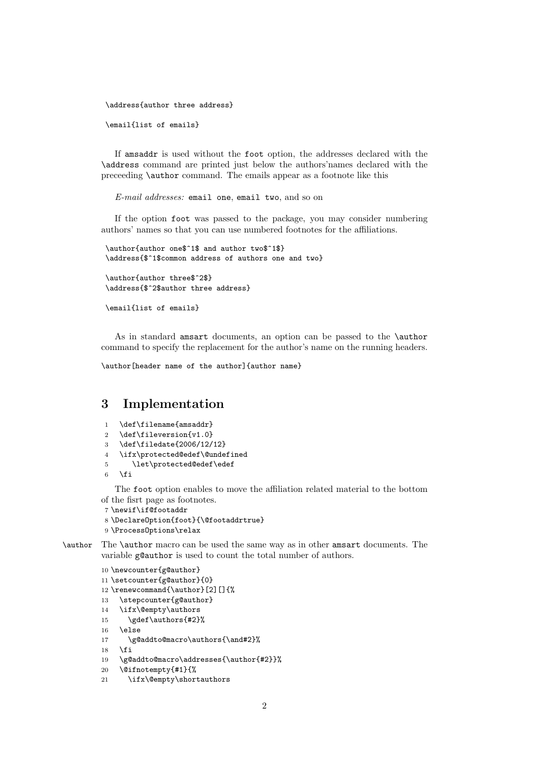```
\address{author three address}

\email{list of emails}
```

If amsaddr is used without the foot option, the addresses declared with the \address command are printed just below the authors'names declared with the preceeding \author command. The emails appear as a footnote like this

*E-mail addresses:* `email one`, `email two`, and so on

If the option foot was passed to the package, you may consider numbering authors' names so that you can use numbered footnotes for the affiliations.

```
\author{author one$^1$ and author two$^1$}
\address{$^1$common address of authors one and two}

\author{author three$^2$}
\address{$^2$author three address}

\email{list of emails}
```

As in standard amsart documents, an option can be passed to the \author command to specify the replacement for the author's name on the running headers.

```
\author[header name of the author]{author name}
```

# 3 Implementation

```
1  \def\filename{amsaddr}
2  \def\fileversion{v1.0}
3  \def\filedate{2006/12/12}
4  \ifx\protected@edef\@undefined
5     \let\protected@edef\edef
6  \fi
```

The foot option enables to move the affiliation related material to the bottom of the fisrt page as footnotes.

```
7 \newif\if@footaddr
8 \DeclareOption{foot}{\@footaddrtrue}
9 \ProcessOptions\relax
```

\author The \author macro can be used the same way as in other amsart documents. The variable g@author is used to count the total number of authors.

```
10 \newcounter{g@author}
11 \setcounter{g@author}{0}
12 \renewcommand{\author}[2][]{%
13   \stepcounter{g@author}
14   \ifx\@empty\authors
15     \gdef\authors{#2}%
16   \else
17     \g@addto@macro\authors{\and#2}%
18   \fi
19   \g@addto@macro\addresses{\author{#2}}%
20   \@ifnotempty{#1}{%
21     \ifx\@empty\shortauthors
```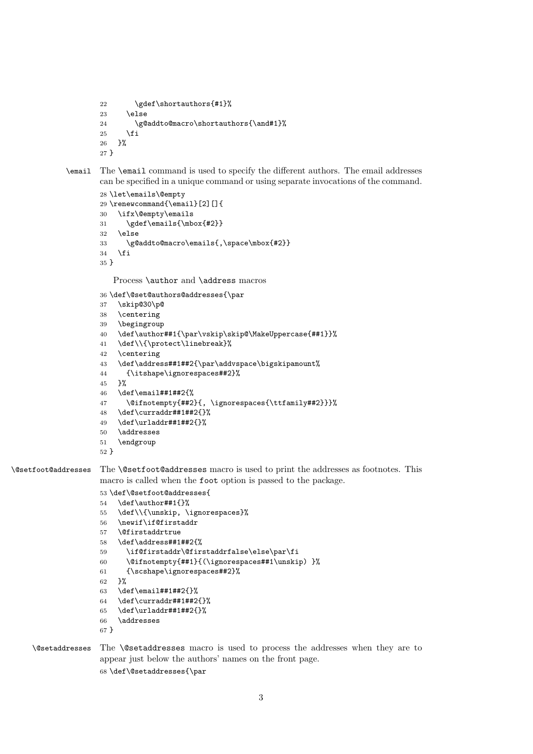```
22       \gdef\shortauthors{#1}%
23     \else
24       \g@addto@macro\shortauthors{\and#1}%
25     \fi
26   }%
27 }
```

**\email** The `\email` command is used to specify the different authors. The email addresses can be specified in a unique command or using separate invocations of the command.

```
28 \let\emails\@empty
29 \renewcommand{\email}[2][]{
30   \ifx\@empty\emails
31     \gdef\emails{\mbox{#2}}
32   \else
33     \g@addto@macro\emails{,\space\mbox{#2}}
34   \fi
35 }
```

Process `\author` and `\address` macros

```
36 \def\@set@authors@addresses{\par
37   \skip@30\p@
38   \centering
39   \begingroup
40   \def\author##1{\par\vskip\skip@\MakeUppercase{##1}}%
41   \def\\{\protect\linebreak}%
42   \centering
43   \def\address##1##2{\par\addvspace\bigskipamount%
44     {\itshape\ignorespaces##2}%
45   }%
46   \def\email##1##2{%
47     \@ifnotempty{##2}{, \ignorespaces{\ttfamily##2}}}%
48   \def\curraddr##1##2{}%
49   \def\urladdr##1##2{}%
50   \addresses
51   \endgroup
52 }
```

**\@setfoot@addresses** The `\@setfoot@addresses` macro is used to print the addresses as footnotes. This macro is called when the `foot` option is passed to the package.

```
53 \def\@setfoot@addresses{
54   \def\author##1{}%
55   \def\\{\unskip, \ignorespaces}%
56   \newif\if@firstaddr
57   \@firstaddrtrue
58   \def\address##1##2{%
59     \if@firstaddr\@firstaddrfalse\else\par\fi
60     \@ifnotempty{##1}{(\ignorespaces##1\unskip) }%
61     {\scshape\ignorespaces##2}%
62   }%
63   \def\email##1##2{}%
64   \def\curraddr##1##2{}%
65   \def\urladdr##1##2{}%
66   \addresses
67 }
```

**\@setaddresses** The `\@setaddresses` macro is used to process the addresses when they are to appear just below the authors' names on the front page.

```
68 \def\@setaddresses{\par
```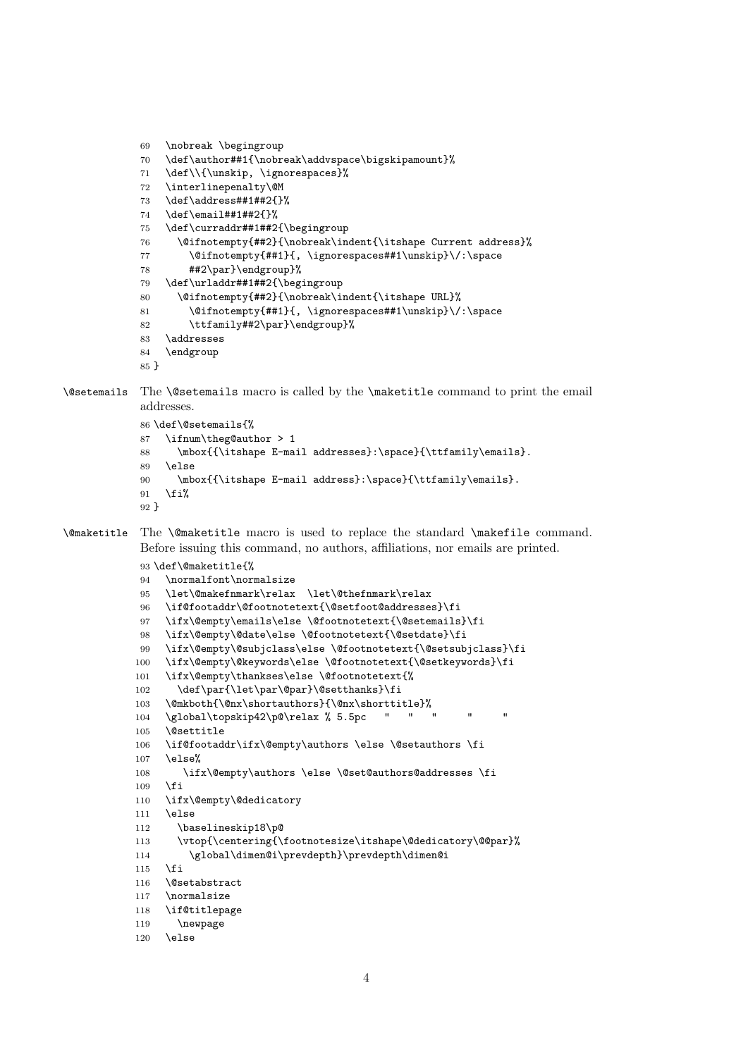```
69   \nobreak \begingroup
70   \def\author##1{\nobreak\addvspace\bigskipamount}%
71   \def\\{\unskip, \ignorespaces}%
72   \interlinepenalty\@M
73   \def\address##1##2{}%
74   \def\email##1##2{}%
75   \def\curraddr##1##2{\begingroup
76     \@ifnotempty{##2}{\nobreak\indent{\itshape Current address}%
77       \@ifnotempty{##1}{, \ignorespaces##1\unskip}\/:\space
78       ##2\par}\endgroup}%
79   \def\urladdr##1##2{\begingroup
80     \@ifnotempty{##2}{\nobreak\indent{\itshape URL}%
81       \@ifnotempty{##1}{, \ignorespaces##1\unskip}\/:\space
82       \ttfamily##2\par}\endgroup}%
83   \addresses
84   \endgroup
85 }
```

`\@setemails` The `\@setemails` macro is called by the `\maketitle` command to print the email addresses.

```
86 \def\@setemails{%
87   \ifnum\theg@author > 1
88     \mbox{{\itshape E-mail addresses}:\space}{\ttfamily\emails}.
89   \else
90     \mbox{{\itshape E-mail address}:\space}{\ttfamily\emails}.
91   \fi%
92 }
```

`\@maketitle` The `\@maketitle` macro is used to replace the standard `\makefile` command. Before issuing this command, no authors, affiliations, nor emails are printed.

```
93 \def\@maketitle{%
94   \normalfont\normalsize
95   \let\@makefnmark\relax  \let\@thefnmark\relax
96   \if@footaddr\@footnotetext{\@setfoot@addresses}\fi
97   \ifx\@empty\emails\else \@footnotetext{\@setemails}\fi
98   \ifx\@empty\@date\else \@footnotetext{\@setdate}\fi
99   \ifx\@empty\@subjclass\else \@footnotetext{\@setsubjclass}\fi
100  \ifx\@empty\@keywords\else \@footnotetext{\@setkeywords}\fi
101  \ifx\@empty\thankses\else \@footnotetext{%
102    \def\par{\let\par\@par}\@setthanks}\fi
103  \@mkboth{\@nx\shortauthors}{\@nx\shorttitle}%
104  \global\topskip42\p@\relax % 5.5pc   "   "   "     "     "
105  \@settitle
106  \if@footaddr\ifx\@empty\authors \else \@setauthors \fi
107  \else%
108     \ifx\@empty\authors \else \@set@authors@addresses \fi
109  \fi
110  \ifx\@empty\@dedicatory
111  \else
112    \baselineskip18\p@
113    \vtop{\centering{\footnotesize\itshape\@dedicatory\@@par}%
114      \global\dimen@i\prevdepth}\prevdepth\dimen@i
115  \fi
116  \@setabstract
117  \normalsize
118  \if@titlepage
119    \newpage
120  \else
```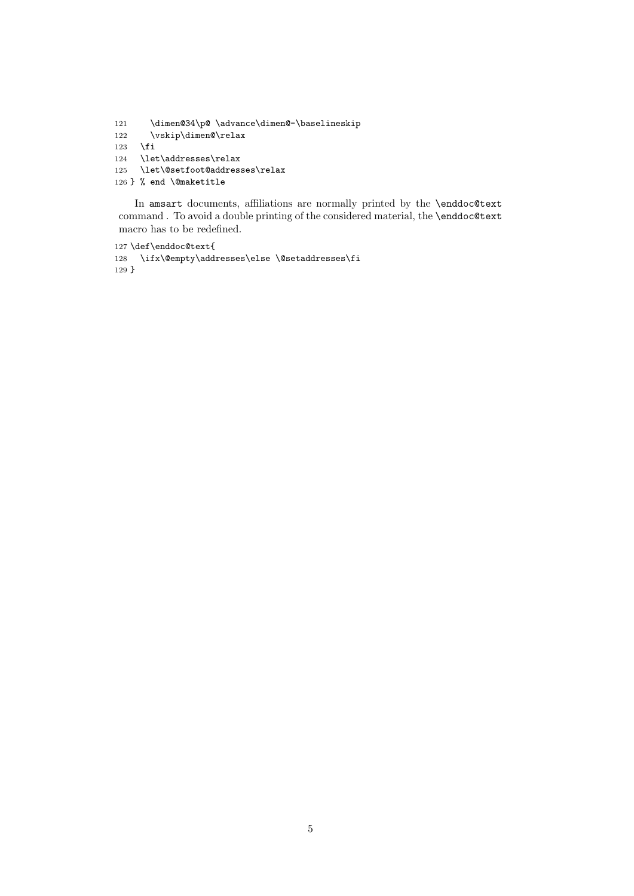```
121     \dimen@34\p@ \advance\dimen@-\baselineskip
122     \vskip\dimen@\relax
123   \fi
124   \let\addresses\relax
125   \let\@setfoot@addresses\relax
126 } % end \@maketitle
```

In amsart documents, affiliations are normally printed by the \enddoc@text command . To avoid a double printing of the considered material, the \enddoc@text macro has to be redefined.

```
127 \def\enddoc@text{
128   \ifx\@empty\addresses\else \@setaddresses\fi
129 }
```